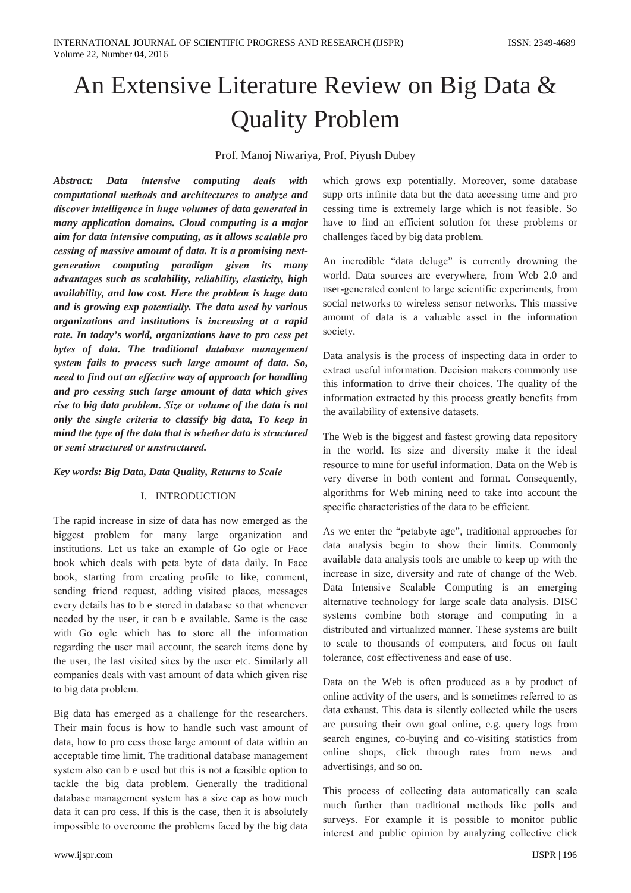# An Extensive Literature Review on Big Data & Quality Problem

Prof. Manoj Niwariya, Prof. Piyush Dubey

***Abstract:** Data intensive computing deals with computational methods and architectures to analyze and discover intelligence in huge volumes of data generated in many application domains. Cloud computing is a major aim for data intensive computing, as it allows scalable pro cessing of massive amount of data. It is a promising next-generation computing paradigm given its many advantages such as scalability, reliability, elasticity, high availability, and low cost. Here the problem is huge data and is growing exp potentially. The data used by various organizations and institutions is increasing at a rapid rate. In today's world, organizations have to pro cess pet bytes of data. The traditional database management system fails to process such large amount of data. So, need to find out an effective way of approach for handling and pro cessing such large amount of data which gives rise to big data problem. Size or volume of the data is not only the single criteria to classify big data, To keep in mind the type of the data that is whether data is structured or semi structured or unstructured.*

***Key words: Big Data, Data Quality, Returns to Scale***

## I. INTRODUCTION

The rapid increase in size of data has now emerged as the biggest problem for many large organization and institutions. Let us take an example of Go ogle or Face book which deals with peta byte of data daily. In Face book, starting from creating profile to like, comment, sending friend request, adding visited places, messages every details has to b e stored in database so that whenever needed by the user, it can b e available. Same is the case with Go ogle which has to store all the information regarding the user mail account, the search items done by the user, the last visited sites by the user etc. Similarly all companies deals with vast amount of data which given rise to big data problem.

Big data has emerged as a challenge for the researchers. Their main focus is how to handle such vast amount of data, how to pro cess those large amount of data within an acceptable time limit. The traditional database management system also can b e used but this is not a feasible option to tackle the big data problem. Generally the traditional database management system has a size cap as how much data it can pro cess. If this is the case, then it is absolutely impossible to overcome the problems faced by the big data which grows exp potentially. Moreover, some database supp orts infinite data but the data accessing time and pro cessing time is extremely large which is not feasible. So have to find an efficient solution for these problems or challenges faced by big data problem.

An incredible "data deluge" is currently drowning the world. Data sources are everywhere, from Web 2.0 and user-generated content to large scientific experiments, from social networks to wireless sensor networks. This massive amount of data is a valuable asset in the information society.

Data analysis is the process of inspecting data in order to extract useful information. Decision makers commonly use this information to drive their choices. The quality of the information extracted by this process greatly benefits from the availability of extensive datasets.

The Web is the biggest and fastest growing data repository in the world. Its size and diversity make it the ideal resource to mine for useful information. Data on the Web is very diverse in both content and format. Consequently, algorithms for Web mining need to take into account the specific characteristics of the data to be efficient.

As we enter the "petabyte age", traditional approaches for data analysis begin to show their limits. Commonly available data analysis tools are unable to keep up with the increase in size, diversity and rate of change of the Web. Data Intensive Scalable Computing is an emerging alternative technology for large scale data analysis. DISC systems combine both storage and computing in a distributed and virtualized manner. These systems are built to scale to thousands of computers, and focus on fault tolerance, cost effectiveness and ease of use.

Data on the Web is often produced as a by product of online activity of the users, and is sometimes referred to as data exhaust. This data is silently collected while the users are pursuing their own goal online, e.g. query logs from search engines, co-buying and co-visiting statistics from online shops, click through rates from news and advertisings, and so on.

This process of collecting data automatically can scale much further than traditional methods like polls and surveys. For example it is possible to monitor public interest and public opinion by analyzing collective click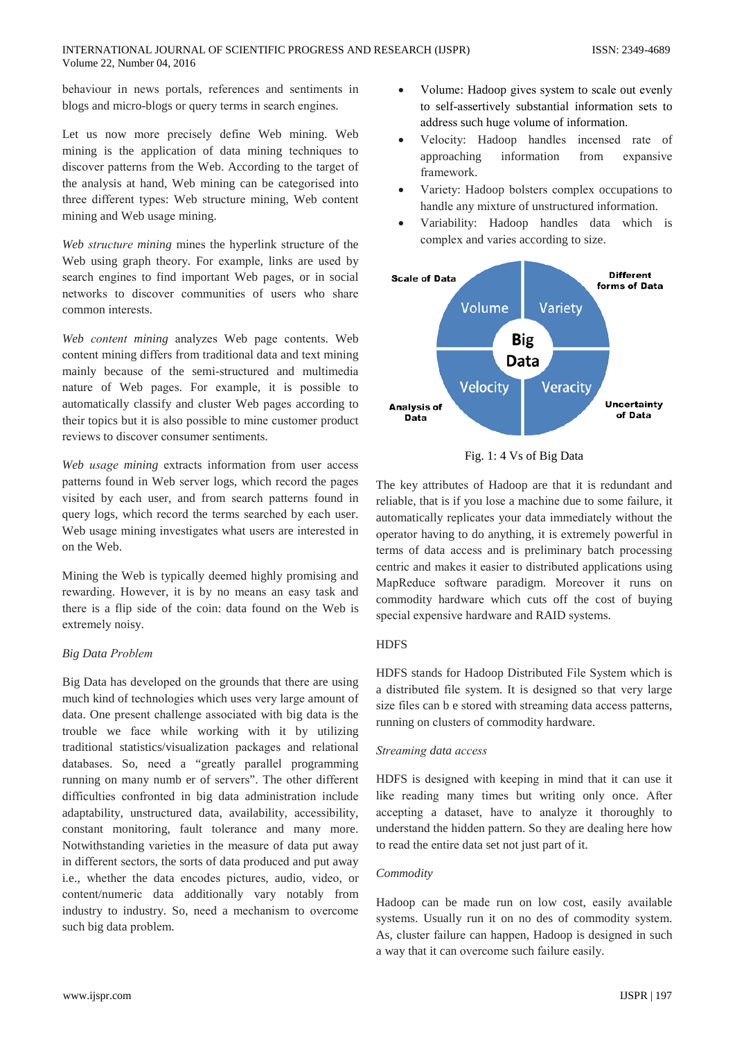behaviour in news portals, references and sentiments in blogs and micro-blogs or query terms in search engines.

Let us now more precisely define Web mining. Web mining is the application of data mining techniques to discover patterns from the Web. According to the target of the analysis at hand, Web mining can be categorised into three different types: Web structure mining, Web content mining and Web usage mining.

*Web structure mining* mines the hyperlink structure of the Web using graph theory. For example, links are used by search engines to find important Web pages, or in social networks to discover communities of users who share common interests.

*Web content mining* analyzes Web page contents. Web content mining differs from traditional data and text mining mainly because of the semi-structured and multimedia nature of Web pages. For example, it is possible to automatically classify and cluster Web pages according to their topics but it is also possible to mine customer product reviews to discover consumer sentiments.

*Web usage mining* extracts information from user access patterns found in Web server logs, which record the pages visited by each user, and from search patterns found in query logs, which record the terms searched by each user. Web usage mining investigates what users are interested in on the Web.

Mining the Web is typically deemed highly promising and rewarding. However, it is by no means an easy task and there is a flip side of the coin: data found on the Web is extremely noisy.

*Big Data Problem*

Big Data has developed on the grounds that there are using much kind of technologies which uses very large amount of data. One present challenge associated with big data is the trouble we face while working with it by utilizing traditional statistics/visualization packages and relational databases. So, need a "greatly parallel programming running on many numb er of servers". The other different difficulties confronted in big data administration include adaptability, unstructured data, availability, accessibility, constant monitoring, fault tolerance and many more. Notwithstanding varieties in the measure of data put away in different sectors, the sorts of data produced and put away i.e., whether the data encodes pictures, audio, video, or content/numeric data additionally vary notably from industry to industry. So, need a mechanism to overcome such big data problem.

- Volume: Hadoop gives system to scale out evenly to self-assertively substantial information sets to address such huge volume of information.
- Velocity: Hadoop handles incensed rate of approaching information from expansive framework.
- Variety: Hadoop bolsters complex occupations to handle any mixture of unstructured information.
- Variability: Hadoop handles data which is complex and varies according to size.

Scale of Data — Volume; Different forms of Data — Variety; Analysis of Data — Velocity; Uncertainty of Data — Veracity; Big Data

Fig. 1: 4 Vs of Big Data

The key attributes of Hadoop are that it is redundant and reliable, that is if you lose a machine due to some failure, it automatically replicates your data immediately without the operator having to do anything, it is extremely powerful in terms of data access and is preliminary batch processing centric and makes it easier to distributed applications using MapReduce software paradigm. Moreover it runs on commodity hardware which cuts off the cost of buying special expensive hardware and RAID systems.

HDFS

HDFS stands for Hadoop Distributed File System which is a distributed file system. It is designed so that very large size files can b e stored with streaming data access patterns, running on clusters of commodity hardware.

*Streaming data access*

HDFS is designed with keeping in mind that it can use it like reading many times but writing only once. After accepting a dataset, have to analyze it thoroughly to understand the hidden pattern. So they are dealing here how to read the entire data set not just part of it.

*Commodity*

Hadoop can be made run on low cost, easily available systems. Usually run it on no des of commodity system. As, cluster failure can happen, Hadoop is designed in such a way that it can overcome such failure easily.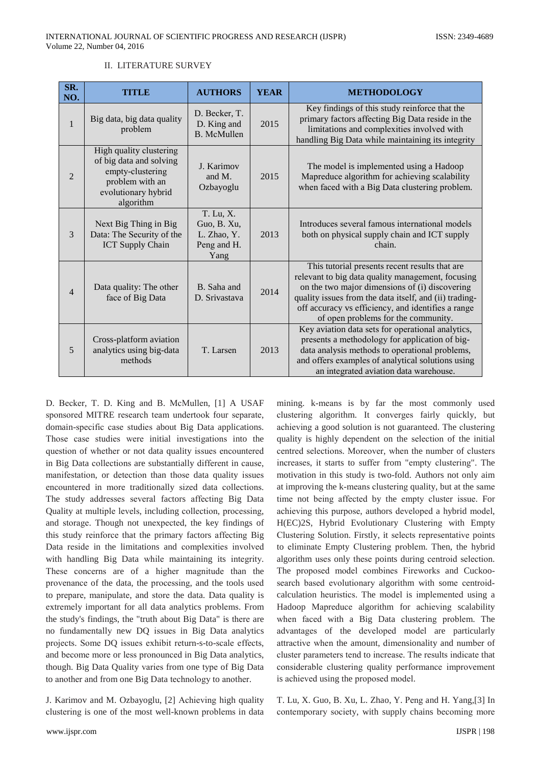## II. LITERATURE SURVEY

| SR. NO. | TITLE | AUTHORS | YEAR | METHODOLOGY |
|---|---|---|---|---|
| 1 | Big data, big data quality problem | D. Becker, T. D. King and B. McMullen | 2015 | Key findings of this study reinforce that the primary factors affecting Big Data reside in the limitations and complexities involved with handling Big Data while maintaining its integrity |
| 2 | High quality clustering of big data and solving empty-clustering problem with an evolutionary hybrid algorithm | J. Karimov and M. Ozbayoglu | 2015 | The model is implemented using a Hadoop Mapreduce algorithm for achieving scalability when faced with a Big Data clustering problem. |
| 3 | Next Big Thing in Big Data: The Security of the ICT Supply Chain | T. Lu, X. Guo, B. Xu, L. Zhao, Y. Peng and H. Yang | 2013 | Introduces several famous international models both on physical supply chain and ICT supply chain. |
| 4 | Data quality: The other face of Big Data | B. Saha and D. Srivastava | 2014 | This tutorial presents recent results that are relevant to big data quality management, focusing on the two major dimensions of (i) discovering quality issues from the data itself, and (ii) trading-off accuracy vs efficiency, and identifies a range of open problems for the community. |
| 5 | Cross-platform aviation analytics using big-data methods | T. Larsen | 2013 | Key aviation data sets for operational analytics, presents a methodology for application of big-data analysis methods to operational problems, and offers examples of analytical solutions using an integrated aviation data warehouse. |

D. Becker, T. D. King and B. McMullen, [1] A USAF sponsored MITRE research team undertook four separate, domain-specific case studies about Big Data applications. Those case studies were initial investigations into the question of whether or not data quality issues encountered in Big Data collections are substantially different in cause, manifestation, or detection than those data quality issues encountered in more traditionally sized data collections. The study addresses several factors affecting Big Data Quality at multiple levels, including collection, processing, and storage. Though not unexpected, the key findings of this study reinforce that the primary factors affecting Big Data reside in the limitations and complexities involved with handling Big Data while maintaining its integrity. These concerns are of a higher magnitude than the provenance of the data, the processing, and the tools used to prepare, manipulate, and store the data. Data quality is extremely important for all data analytics problems. From the study's findings, the "truth about Big Data" is there are no fundamentally new DQ issues in Big Data analytics projects. Some DQ issues exhibit return-s-to-scale effects, and become more or less pronounced in Big Data analytics, though. Big Data Quality varies from one type of Big Data to another and from one Big Data technology to another.

J. Karimov and M. Ozbayoglu, [2] Achieving high quality clustering is one of the most well-known problems in data mining. k-means is by far the most commonly used clustering algorithm. It converges fairly quickly, but achieving a good solution is not guaranteed. The clustering quality is highly dependent on the selection of the initial centred selections. Moreover, when the number of clusters increases, it starts to suffer from "empty clustering". The motivation in this study is two-fold. Authors not only aim at improving the k-means clustering quality, but at the same time not being affected by the empty cluster issue. For achieving this purpose, authors developed a hybrid model, H(EC)2S, Hybrid Evolutionary Clustering with Empty Clustering Solution. Firstly, it selects representative points to eliminate Empty Clustering problem. Then, the hybrid algorithm uses only these points during centroid selection. The proposed model combines Fireworks and Cuckoo-search based evolutionary algorithm with some centroid-calculation heuristics. The model is implemented using a Hadoop Mapreduce algorithm for achieving scalability when faced with a Big Data clustering problem. The advantages of the developed model are particularly attractive when the amount, dimensionality and number of cluster parameters tend to increase. The results indicate that considerable clustering quality performance improvement is achieved using the proposed model.

T. Lu, X. Guo, B. Xu, L. Zhao, Y. Peng and H. Yang,[3] In contemporary society, with supply chains becoming more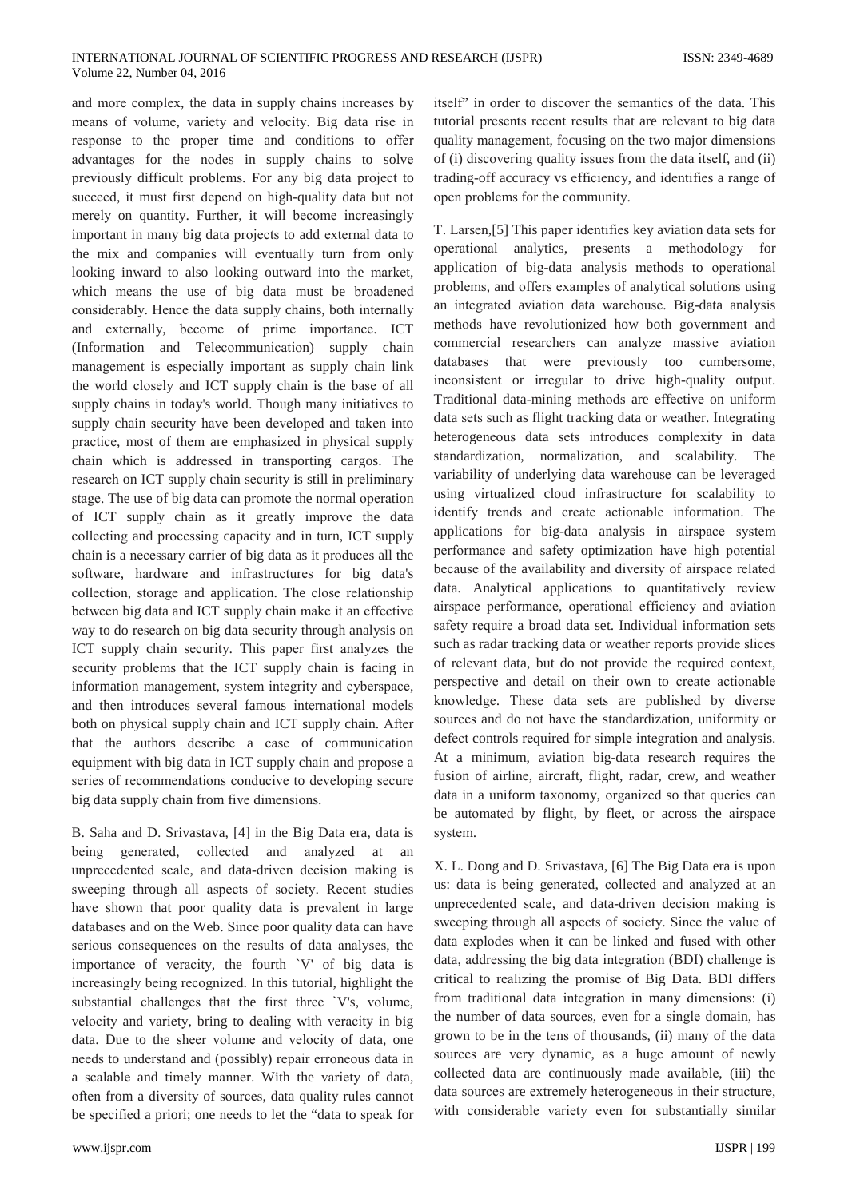and more complex, the data in supply chains increases by means of volume, variety and velocity. Big data rise in response to the proper time and conditions to offer advantages for the nodes in supply chains to solve previously difficult problems. For any big data project to succeed, it must first depend on high-quality data but not merely on quantity. Further, it will become increasingly important in many big data projects to add external data to the mix and companies will eventually turn from only looking inward to also looking outward into the market, which means the use of big data must be broadened considerably. Hence the data supply chains, both internally and externally, become of prime importance. ICT (Information and Telecommunication) supply chain management is especially important as supply chain link the world closely and ICT supply chain is the base of all supply chains in today's world. Though many initiatives to supply chain security have been developed and taken into practice, most of them are emphasized in physical supply chain which is addressed in transporting cargos. The research on ICT supply chain security is still in preliminary stage. The use of big data can promote the normal operation of ICT supply chain as it greatly improve the data collecting and processing capacity and in turn, ICT supply chain is a necessary carrier of big data as it produces all the software, hardware and infrastructures for big data's collection, storage and application. The close relationship between big data and ICT supply chain make it an effective way to do research on big data security through analysis on ICT supply chain security. This paper first analyzes the security problems that the ICT supply chain is facing in information management, system integrity and cyberspace, and then introduces several famous international models both on physical supply chain and ICT supply chain. After that the authors describe a case of communication equipment with big data in ICT supply chain and propose a series of recommendations conducive to developing secure big data supply chain from five dimensions.

B. Saha and D. Srivastava, [4] in the Big Data era, data is being generated, collected and analyzed at an unprecedented scale, and data-driven decision making is sweeping through all aspects of society. Recent studies have shown that poor quality data is prevalent in large databases and on the Web. Since poor quality data can have serious consequences on the results of data analyses, the importance of veracity, the fourth `V' of big data is increasingly being recognized. In this tutorial, highlight the substantial challenges that the first three `V's, volume, velocity and variety, bring to dealing with veracity in big data. Due to the sheer volume and velocity of data, one needs to understand and (possibly) repair erroneous data in a scalable and timely manner. With the variety of data, often from a diversity of sources, data quality rules cannot be specified a priori; one needs to let the "data to speak for itself" in order to discover the semantics of the data. This tutorial presents recent results that are relevant to big data quality management, focusing on the two major dimensions of (i) discovering quality issues from the data itself, and (ii) trading-off accuracy vs efficiency, and identifies a range of open problems for the community.

T. Larsen,[5] This paper identifies key aviation data sets for operational analytics, presents a methodology for application of big-data analysis methods to operational problems, and offers examples of analytical solutions using an integrated aviation data warehouse. Big-data analysis methods have revolutionized how both government and commercial researchers can analyze massive aviation databases that were previously too cumbersome, inconsistent or irregular to drive high-quality output. Traditional data-mining methods are effective on uniform data sets such as flight tracking data or weather. Integrating heterogeneous data sets introduces complexity in data standardization, normalization, and scalability. The variability of underlying data warehouse can be leveraged using virtualized cloud infrastructure for scalability to identify trends and create actionable information. The applications for big-data analysis in airspace system performance and safety optimization have high potential because of the availability and diversity of airspace related data. Analytical applications to quantitatively review airspace performance, operational efficiency and aviation safety require a broad data set. Individual information sets such as radar tracking data or weather reports provide slices of relevant data, but do not provide the required context, perspective and detail on their own to create actionable knowledge. These data sets are published by diverse sources and do not have the standardization, uniformity or defect controls required for simple integration and analysis. At a minimum, aviation big-data research requires the fusion of airline, aircraft, flight, radar, crew, and weather data in a uniform taxonomy, organized so that queries can be automated by flight, by fleet, or across the airspace system.

X. L. Dong and D. Srivastava, [6] The Big Data era is upon us: data is being generated, collected and analyzed at an unprecedented scale, and data-driven decision making is sweeping through all aspects of society. Since the value of data explodes when it can be linked and fused with other data, addressing the big data integration (BDI) challenge is critical to realizing the promise of Big Data. BDI differs from traditional data integration in many dimensions: (i) the number of data sources, even for a single domain, has grown to be in the tens of thousands, (ii) many of the data sources are very dynamic, as a huge amount of newly collected data are continuously made available, (iii) the data sources are extremely heterogeneous in their structure, with considerable variety even for substantially similar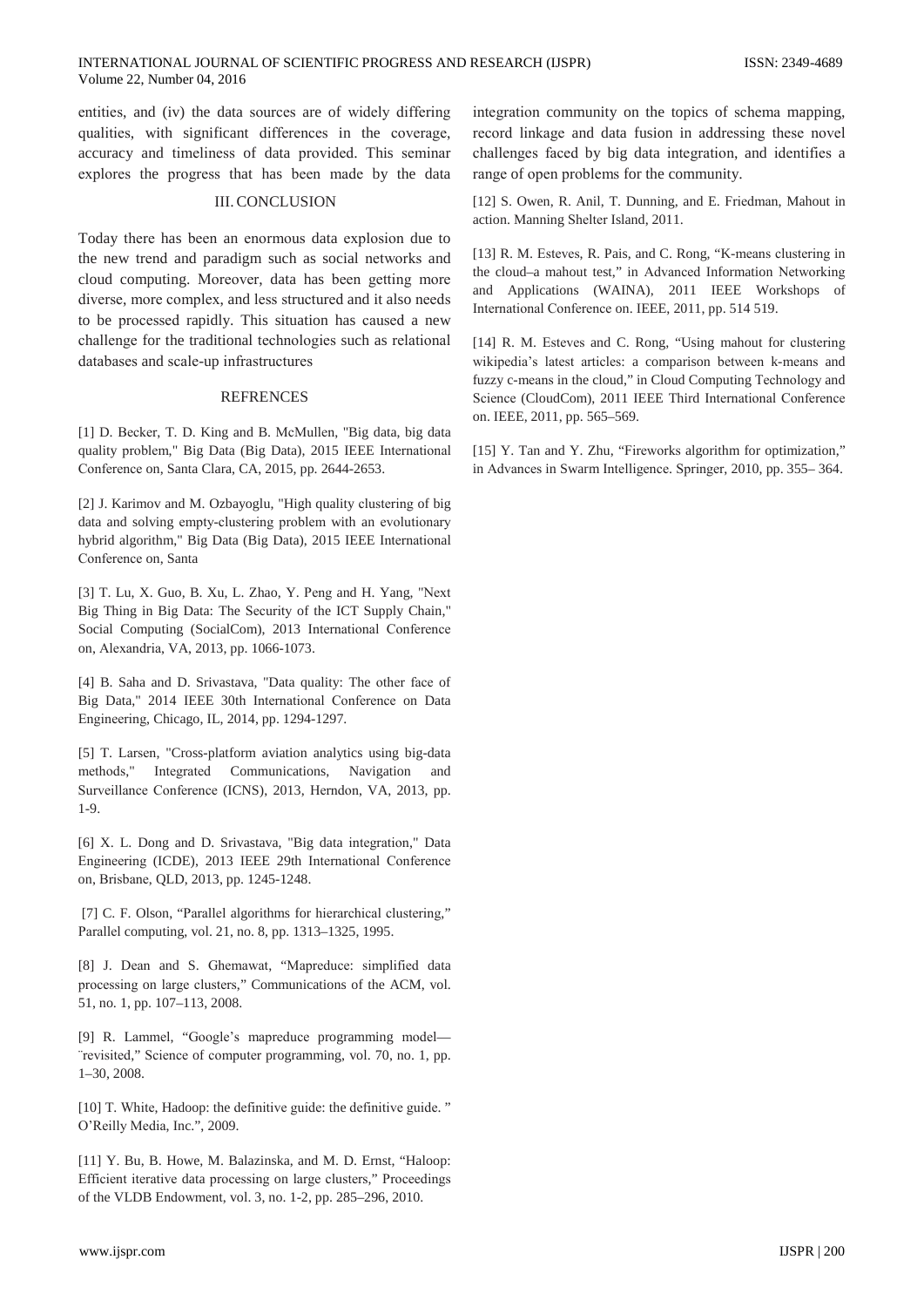entities, and (iv) the data sources are of widely differing qualities, with significant differences in the coverage, accuracy and timeliness of data provided. This seminar explores the progress that has been made by the data integration community on the topics of schema mapping, record linkage and data fusion in addressing these novel challenges faced by big data integration, and identifies a range of open problems for the community.

## III. CONCLUSION

Today there has been an enormous data explosion due to the new trend and paradigm such as social networks and cloud computing. Moreover, data has been getting more diverse, more complex, and less structured and it also needs to be processed rapidly. This situation has caused a new challenge for the traditional technologies such as relational databases and scale-up infrastructures

## REFRENCES

[1] D. Becker, T. D. King and B. McMullen, "Big data, big data quality problem," Big Data (Big Data), 2015 IEEE International Conference on, Santa Clara, CA, 2015, pp. 2644-2653.

[2] J. Karimov and M. Ozbayoglu, "High quality clustering of big data and solving empty-clustering problem with an evolutionary hybrid algorithm," Big Data (Big Data), 2015 IEEE International Conference on, Santa

[3] T. Lu, X. Guo, B. Xu, L. Zhao, Y. Peng and H. Yang, "Next Big Thing in Big Data: The Security of the ICT Supply Chain," Social Computing (SocialCom), 2013 International Conference on, Alexandria, VA, 2013, pp. 1066-1073.

[4] B. Saha and D. Srivastava, "Data quality: The other face of Big Data," 2014 IEEE 30th International Conference on Data Engineering, Chicago, IL, 2014, pp. 1294-1297.

[5] T. Larsen, "Cross-platform aviation analytics using big-data methods," Integrated Communications, Navigation and Surveillance Conference (ICNS), 2013, Herndon, VA, 2013, pp. 1-9.

[6] X. L. Dong and D. Srivastava, "Big data integration," Data Engineering (ICDE), 2013 IEEE 29th International Conference on, Brisbane, QLD, 2013, pp. 1245-1248.

[7] C. F. Olson, "Parallel algorithms for hierarchical clustering," Parallel computing, vol. 21, no. 8, pp. 1313–1325, 1995.

[8] J. Dean and S. Ghemawat, "Mapreduce: simplified data processing on large clusters," Communications of the ACM, vol. 51, no. 1, pp. 107–113, 2008.

[9] R. Lammel, "Google's mapreduce programming model—¨revisited," Science of computer programming, vol. 70, no. 1, pp. 1–30, 2008.

[10] T. White, Hadoop: the definitive guide: the definitive guide. " O'Reilly Media, Inc.", 2009.

[11] Y. Bu, B. Howe, M. Balazinska, and M. D. Ernst, "Haloop: Efficient iterative data processing on large clusters," Proceedings of the VLDB Endowment, vol. 3, no. 1-2, pp. 285–296, 2010.

[12] S. Owen, R. Anil, T. Dunning, and E. Friedman, Mahout in action. Manning Shelter Island, 2011.

[13] R. M. Esteves, R. Pais, and C. Rong, "K-means clustering in the cloud–a mahout test," in Advanced Information Networking and Applications (WAINA), 2011 IEEE Workshops of International Conference on. IEEE, 2011, pp. 514 519.

[14] R. M. Esteves and C. Rong, "Using mahout for clustering wikipedia's latest articles: a comparison between k-means and fuzzy c-means in the cloud," in Cloud Computing Technology and Science (CloudCom), 2011 IEEE Third International Conference on. IEEE, 2011, pp. 565–569.

[15] Y. Tan and Y. Zhu, "Fireworks algorithm for optimization," in Advances in Swarm Intelligence. Springer, 2010, pp. 355– 364.